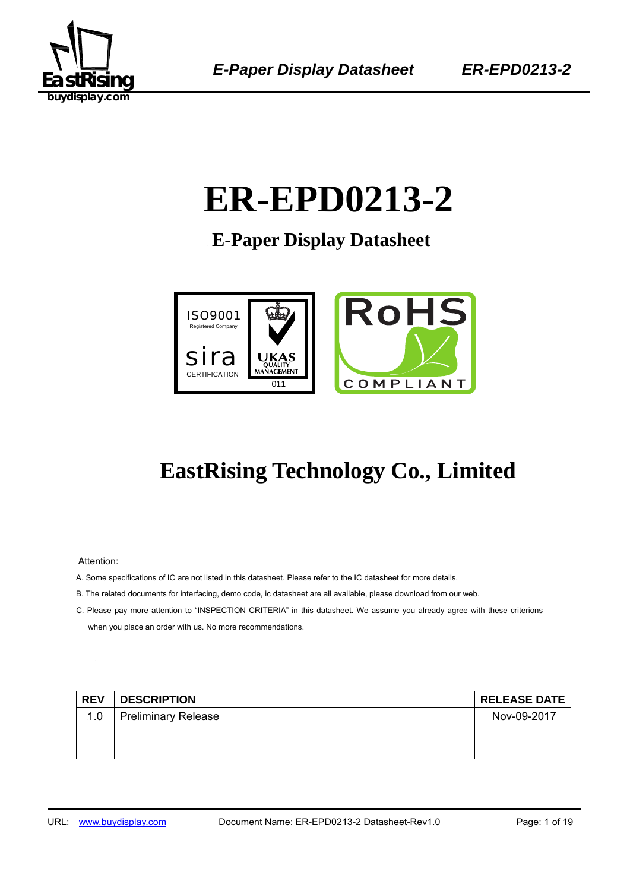# ER-EPD0213-2

## E-Paper Display Datasheet

# EastRising Technology Co., Limited

Attention:

A. Some specifications of IC are not listed in this datasheet. Please refer to the IC datasheet for more details.

B. The related documents for interfacing, demo code, ic datasheet are all available, please download from our web.

C. Please pay more attention to "INSPECTION CRITERIA" in this datasheet. We assume you already agree with these criterions when you place an order with us. No more recommendations.

| REV | DESCRIPTION | RELEASE DATE |
|---|---|---|
| 1.0 | Preliminary Release | Nov-09-2017 |
| | | |
| | | |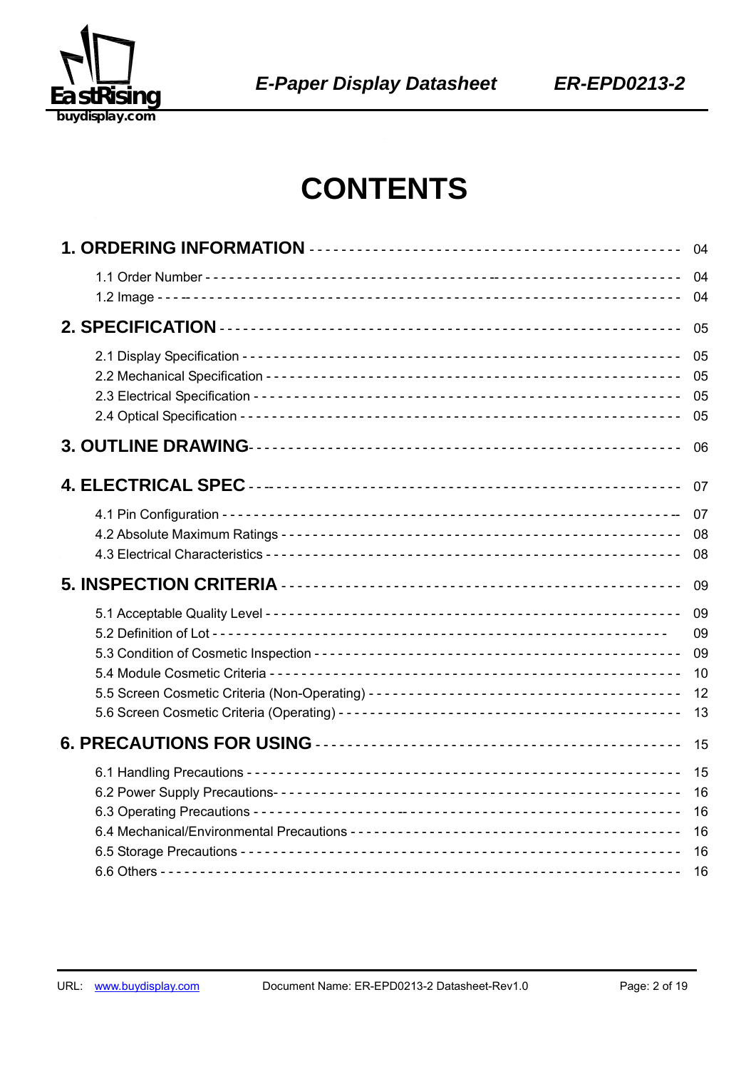# CONTENTS

| | |
|---|---|
| **1. ORDERING INFORMATION** | 04 |
| 1.1 Order Number | 04 |
| 1.2 Image | 04 |
| **2. SPECIFICATION** | 05 |
| 2.1 Display Specification | 05 |
| 2.2 Mechanical Specification | 05 |
| 2.3 Electrical Specification | 05 |
| 2.4 Optical Specification | 05 |
| **3. OUTLINE DRAWING** | 06 |
| **4. ELECTRICAL SPEC** | 07 |
| 4.1 Pin Configuration | 07 |
| 4.2 Absolute Maximum Ratings | 08 |
| 4.3 Electrical Characteristics | 08 |
| **5. INSPECTION CRITERIA** | 09 |
| 5.1 Acceptable Quality Level | 09 |
| 5.2 Definition of Lot | 09 |
| 5.3 Condition of Cosmetic Inspection | 09 |
| 5.4 Module Cosmetic Criteria | 10 |
| 5.5 Screen Cosmetic Criteria (Non-Operating) | 12 |
| 5.6 Screen Cosmetic Criteria (Operating) | 13 |
| **6. PRECAUTIONS FOR USING** | 15 |
| 6.1 Handling Precautions | 15 |
| 6.2 Power Supply Precautions | 16 |
| 6.3 Operating Precautions | 16 |
| 6.4 Mechanical/Environmental Precautions | 16 |
| 6.5 Storage Precautions | 16 |
| 6.6 Others | 16 |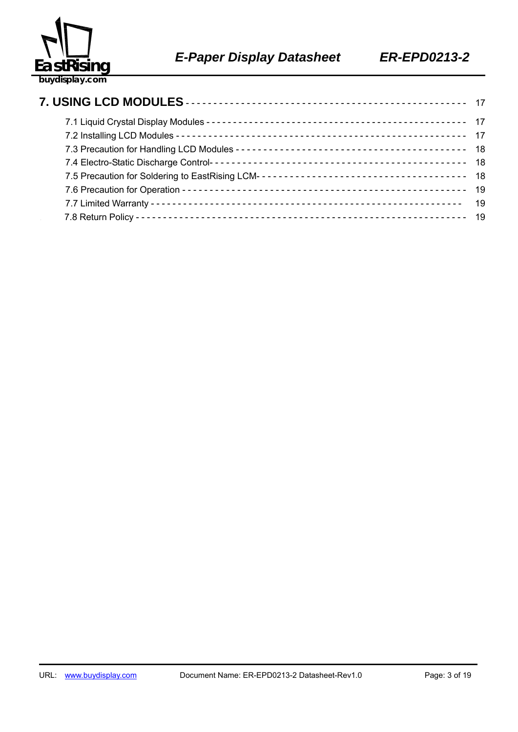**7. USING LCD MODULES** ------------------------------------------------ 17

- 7.1 Liquid Crystal Display Modules ---------------------------------------------- 17
- 7.2 Installing LCD Modules ----------------------------------------------------- 17
- 7.3 Precaution for Handling LCD Modules ------------------------------------------ 18
- 7.4 Electro-Static Discharge Control- --------------------------------------------- 18
- 7.5 Precaution for Soldering to EastRising LCM- ----------------------------------- 18
- 7.6 Precaution for Operation ----------------------------------------------------- 19
- 7.7 Limited Warranty ------------------------------------------------------------- 19
- 7.8 Return Policy ---------------------------------------------------------------- 19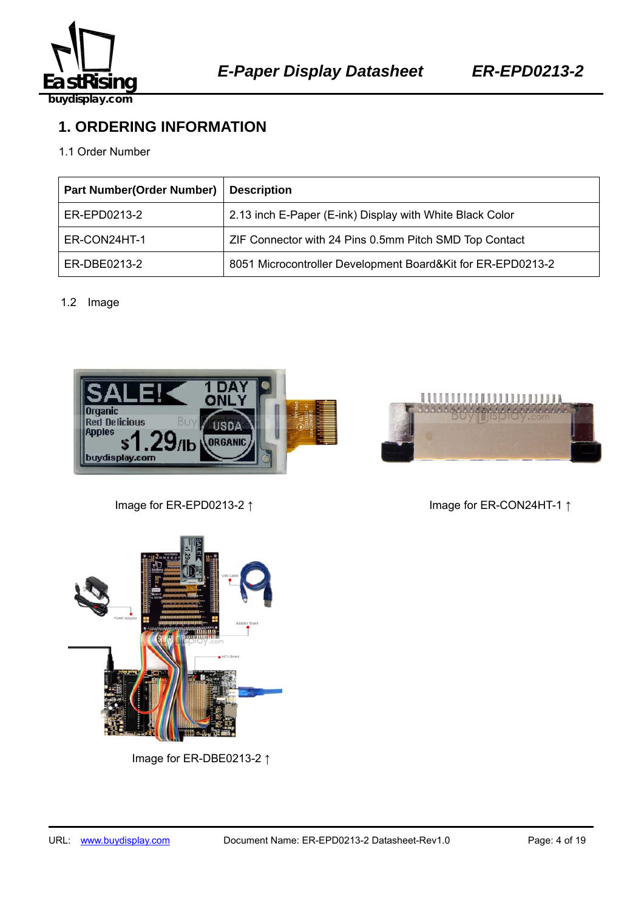# 1. ORDERING INFORMATION

1.1 Order Number

| Part Number(Order Number) | Description |
|---|---|
| ER-EPD0213-2 | 2.13 inch E-Paper (E-ink) Display with White Black Color |
| ER-CON24HT-1 | ZIF Connector with 24 Pins 0.5mm Pitch SMD Top Contact |
| ER-DBE0213-2 | 8051 Microcontroller Development Board&Kit for ER-EPD0213-2 |

1.2 Image

Image for ER-EPD0213-2 ↑

Image for ER-CON24HT-1 ↑

Image for ER-DBE0213-2 ↑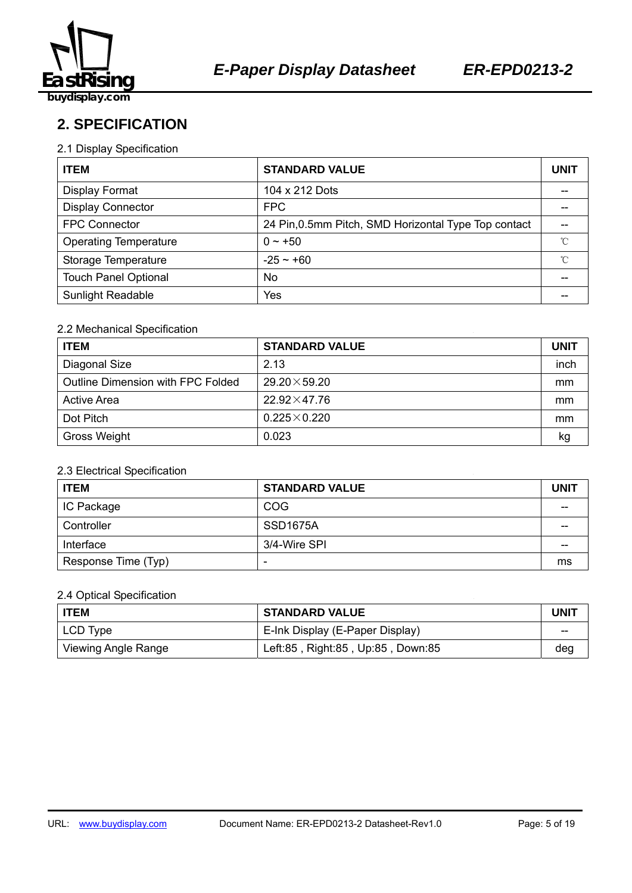## 2. SPECIFICATION

2.1 Display Specification

| ITEM | STANDARD VALUE | UNIT |
|---|---|---|
| Display Format | 104 x 212 Dots | -- |
| Display Connector | FPC | -- |
| FPC Connector | 24 Pin,0.5mm Pitch, SMD Horizontal Type Top contact | -- |
| Operating Temperature | 0 ~ +50 | ℃ |
| Storage Temperature | -25 ~ +60 | ℃ |
| Touch Panel Optional | No | -- |
| Sunlight Readable | Yes | -- |

2.2 Mechanical Specification

| ITEM | STANDARD VALUE | UNIT |
|---|---|---|
| Diagonal Size | 2.13 | inch |
| Outline Dimension with FPC Folded | 29.20×59.20 | mm |
| Active Area | 22.92×47.76 | mm |
| Dot Pitch | 0.225×0.220 | mm |
| Gross Weight | 0.023 | kg |

2.3 Electrical Specification

| ITEM | STANDARD VALUE | UNIT |
|---|---|---|
| IC Package | COG | -- |
| Controller | SSD1675A | -- |
| Interface | 3/4-Wire SPI | -- |
| Response Time (Typ) | - | ms |

2.4 Optical Specification

| ITEM | STANDARD VALUE | UNIT |
|---|---|---|
| LCD Type | E-Ink Display (E-Paper Display) | -- |
| Viewing Angle Range | Left:85 , Right:85 , Up:85 , Down:85 | deg |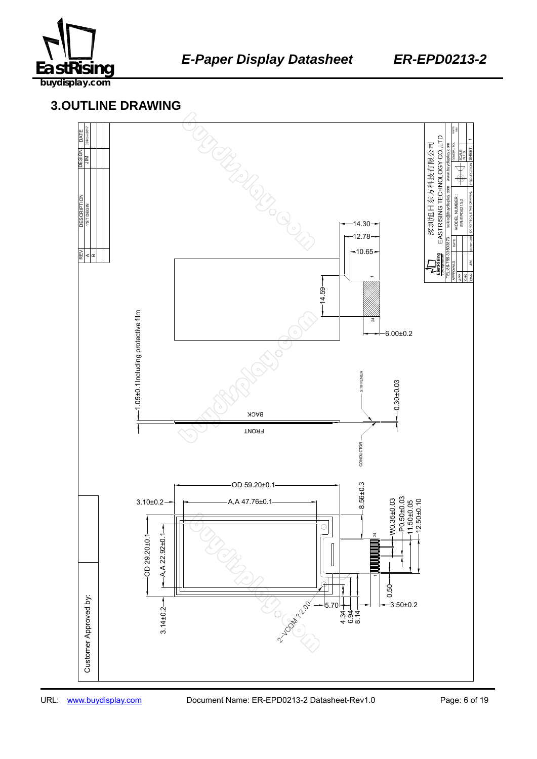## 3.OUTLINE DRAWING

| REV | DESCRIPTION | DESIGN | DATE |
|---|---|---|---|
| A | 1'ST DEGIN | JIM | 09-Nov-2017 |
| B | | | |

深圳市亿日东方科技有限公司
EASTRISING TECHNOLOGY CO.,LTD

TEL:86-755-33503873 sales@buydisplay.com www.buydisplay.com

| APPROVALS | DATE | MODEL NUMBER : | GENERAL TOL | UNITS |
|---|---|---|---|---|
| APP | | ER-EPD0213-2 | SCALE N.T.S. | mm |
| CHK | | | | |
| DWN JIM | 09-Nov-2017 | DO NOT SCALE THIS DRAWING | PROJECTION | SHEET 1 |

Dimensions (top view): 14.30, 12.78, 10.65, 14.59, 6.00±0.2, pins 1 / 24

Side view: 1.05±0.1 Including protective film, 0.30±0.03, STIFFENER, BACK, FRONT, CONDUCTOR

Front view: OD 59.20±0.1, A,A 47.76±0.1, 3.10±0.2, 8.56±0.3, OD 29.20±0.1, A,A 22.92±0.1, 3.14±0.2, W0.35±0.03, P0.50±0.03, 11.50±0.05, 12.50±0.10, 0.50, 3.50±0.2, 5.70, 4.34, 6.94, 8.14, 2-VCOM ?2.00, pins 24 / 1

Customer Approved by: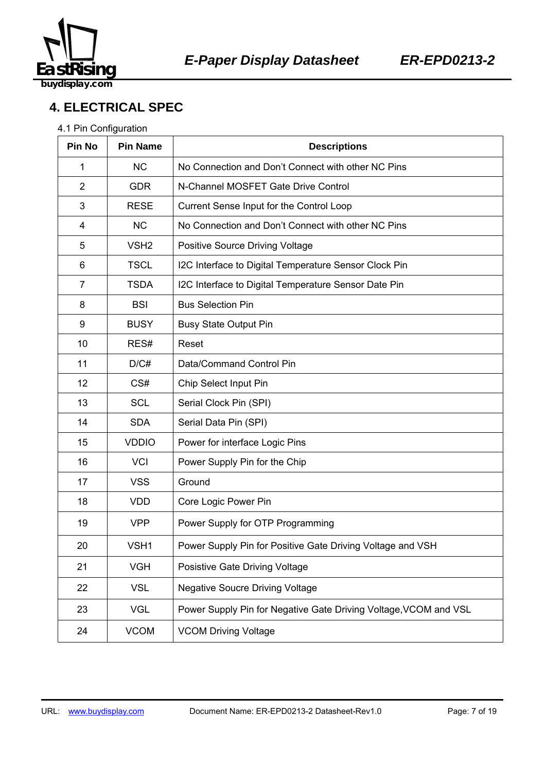## 4. ELECTRICAL SPEC

4.1 Pin Configuration

| Pin No | Pin Name | Descriptions |
|---|---|---|
| 1 | NC | No Connection and Don't Connect with other NC Pins |
| 2 | GDR | N-Channel MOSFET Gate Drive Control |
| 3 | RESE | Current Sense Input for the Control Loop |
| 4 | NC | No Connection and Don't Connect with other NC Pins |
| 5 | VSH2 | Positive Source Driving Voltage |
| 6 | TSCL | I2C Interface to Digital Temperature Sensor Clock Pin |
| 7 | TSDA | I2C Interface to Digital Temperature Sensor Date Pin |
| 8 | BSI | Bus Selection Pin |
| 9 | BUSY | Busy State Output Pin |
| 10 | RES# | Reset |
| 11 | D/C# | Data/Command Control Pin |
| 12 | CS# | Chip Select Input Pin |
| 13 | SCL | Serial Clock Pin (SPI) |
| 14 | SDA | Serial Data Pin (SPI) |
| 15 | VDDIO | Power for interface Logic Pins |
| 16 | VCI | Power Supply Pin for the Chip |
| 17 | VSS | Ground |
| 18 | VDD | Core Logic Power Pin |
| 19 | VPP | Power Supply for OTP Programming |
| 20 | VSH1 | Power Supply Pin for Positive Gate Driving Voltage and VSH |
| 21 | VGH | Posistive Gate Driving Voltage |
| 22 | VSL | Negative Soucre Driving Voltage |
| 23 | VGL | Power Supply Pin for Negative Gate Driving Voltage,VCOM and VSL |
| 24 | VCOM | VCOM Driving Voltage |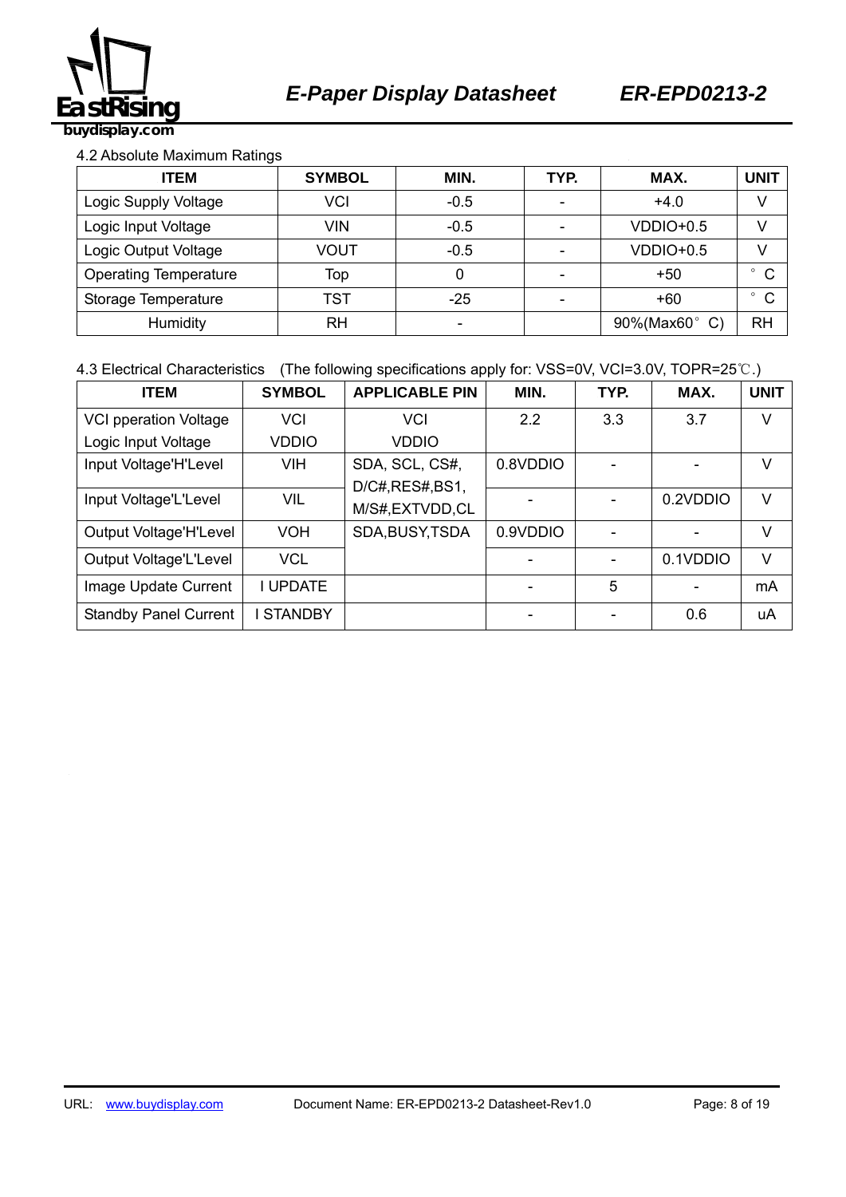4.2 Absolute Maximum Ratings

| ITEM | SYMBOL | MIN. | TYP. | MAX. | UNIT |
|---|---|---|---|---|---|
| Logic Supply Voltage | VCI | -0.5 | - | +4.0 | V |
| Logic Input Voltage | VIN | -0.5 | - | VDDIO+0.5 | V |
| Logic Output Voltage | VOUT | -0.5 | - | VDDIO+0.5 | V |
| Operating Temperature | Top | 0 | - | +50 | ° C |
| Storage Temperature | TST | -25 | - | +60 | ° C |
| Humidity | RH | - | | 90%(Max60° C) | RH |

4.3 Electrical Characteristics (The following specifications apply for: VSS=0V, VCI=3.0V, TOPR=25℃.)

| ITEM | SYMBOL | APPLICABLE PIN | MIN. | TYP. | MAX. | UNIT |
|---|---|---|---|---|---|---|
| VCI pperation Voltage<br>Logic Input Voltage | VCI<br>VDDIO | VCI<br>VDDIO | 2.2 | 3.3 | 3.7 | V |
| Input Voltage'H'Level | VIH | SDA, SCL, CS#, D/C#,RES#,BS1, M/S#,EXTVDD,CL | 0.8VDDIO | - | - | V |
| Input Voltage'L'Level | VIL | | - | - | 0.2VDDIO | V |
| Output Voltage'H'Level | VOH | SDA,BUSY,TSDA | 0.9VDDIO | - | - | V |
| Output Voltage'L'Level | VCL | | - | - | 0.1VDDIO | V |
| Image Update Current | I UPDATE | | - | 5 | - | mA |
| Standby Panel Current | I STANDBY | | - | - | 0.6 | uA |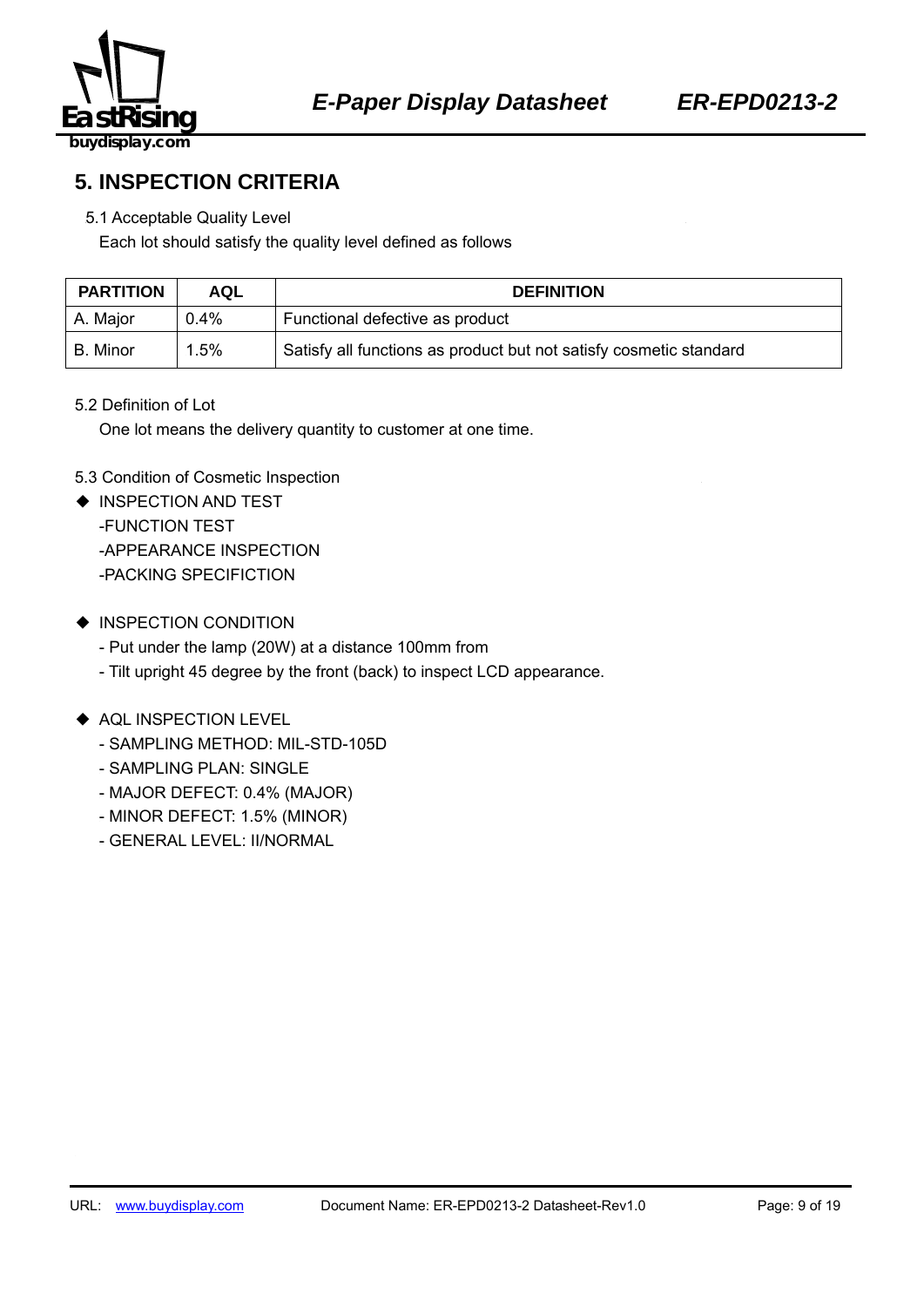## 5. INSPECTION CRITERIA

5.1 Acceptable Quality Level

Each lot should satisfy the quality level defined as follows

| PARTITION | AQL | DEFINITION |
|---|---|---|
| A. Major | 0.4% | Functional defective as product |
| B. Minor | 1.5% | Satisfy all functions as product but not satisfy cosmetic standard |

5.2 Definition of Lot

One lot means the delivery quantity to customer at one time.

5.3 Condition of Cosmetic Inspection

◆ INSPECTION AND TEST
- -FUNCTION TEST
- -APPEARANCE INSPECTION
- -PACKING SPECIFICTION

◆ INSPECTION CONDITION
- Put under the lamp (20W) at a distance 100mm from
- Tilt upright 45 degree by the front (back) to inspect LCD appearance.

◆ AQL INSPECTION LEVEL
- SAMPLING METHOD: MIL-STD-105D
- SAMPLING PLAN: SINGLE
- MAJOR DEFECT: 0.4% (MAJOR)
- MINOR DEFECT: 1.5% (MINOR)
- GENERAL LEVEL: II/NORMAL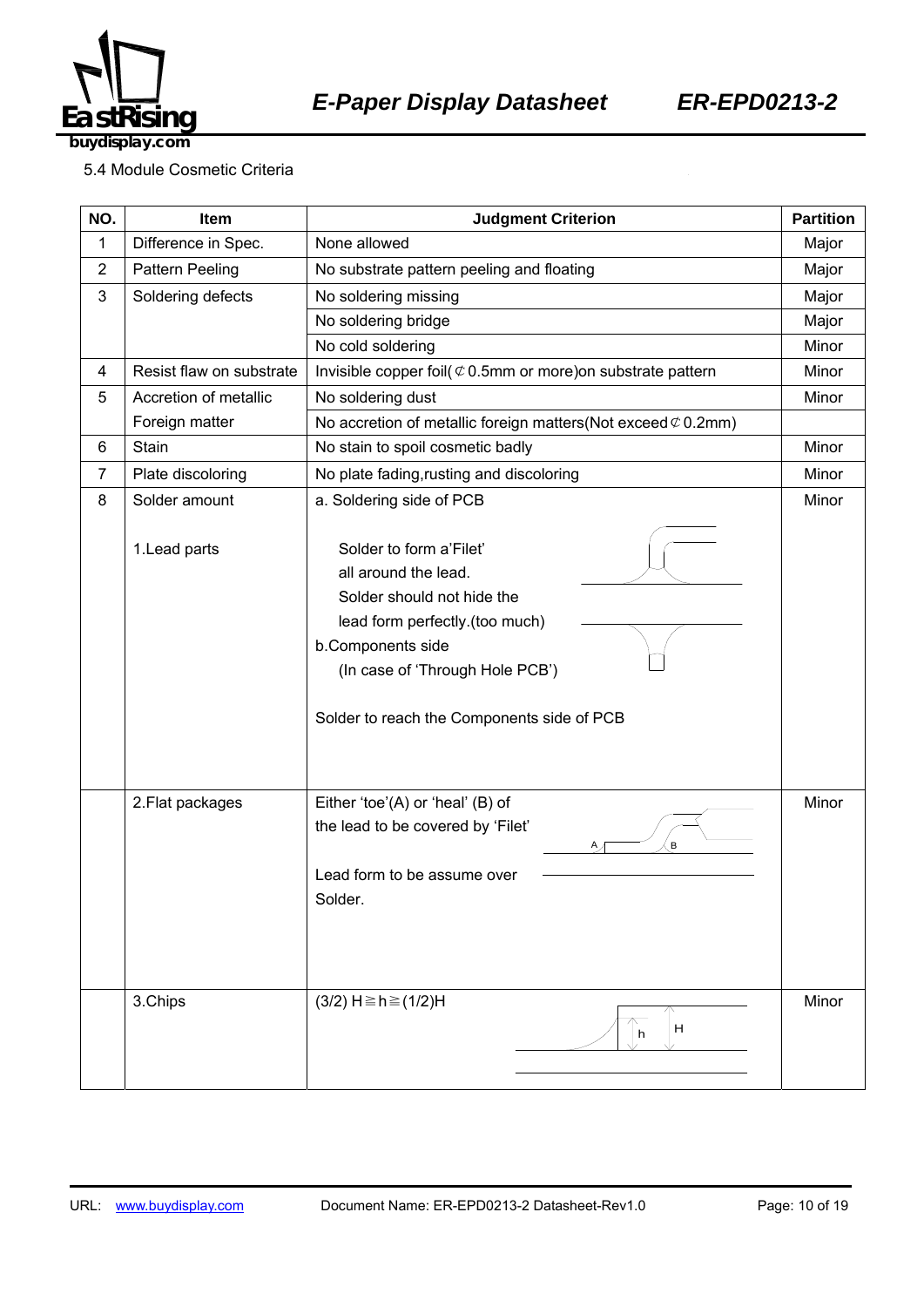5.4 Module Cosmetic Criteria

| NO. | Item | Judgment Criterion | Partition |
|---|---|---|---|
| 1 | Difference in Spec. | None allowed | Major |
| 2 | Pattern Peeling | No substrate pattern peeling and floating | Major |
| 3 | Soldering defects | No soldering missing | Major |
| | | No soldering bridge | Major |
| | | No cold soldering | Minor |
| 4 | Resist flaw on substrate | Invisible copper foil(⊄0.5mm or more)on substrate pattern | Minor |
| 5 | Accretion of metallic | No soldering dust | Minor |
| | Foreign matter | No accretion of metallic foreign matters(Not exceed⊄0.2mm) | |
| 6 | Stain | No stain to spoil cosmetic badly | Minor |
| 7 | Plate discoloring | No plate fading,rusting and discoloring | Minor |
| 8 | Solder amount<br><br>1.Lead parts | a. Soldering side of PCB<br><br>Solder to form a'Filet' all around the lead.<br>Solder should not hide the lead form perfectly.(too much)<br>b.Components side<br>(In case of 'Through Hole PCB')<br><br>Solder to reach the Components side of PCB | Minor |
| | 2.Flat packages | Either 'toe'(A) or 'heal' (B) of the lead to be covered by 'Filet'<br><br>Lead form to be assume over Solder. | Minor |
| | 3.Chips | (3/2) H≧h≧(1/2)H | Minor |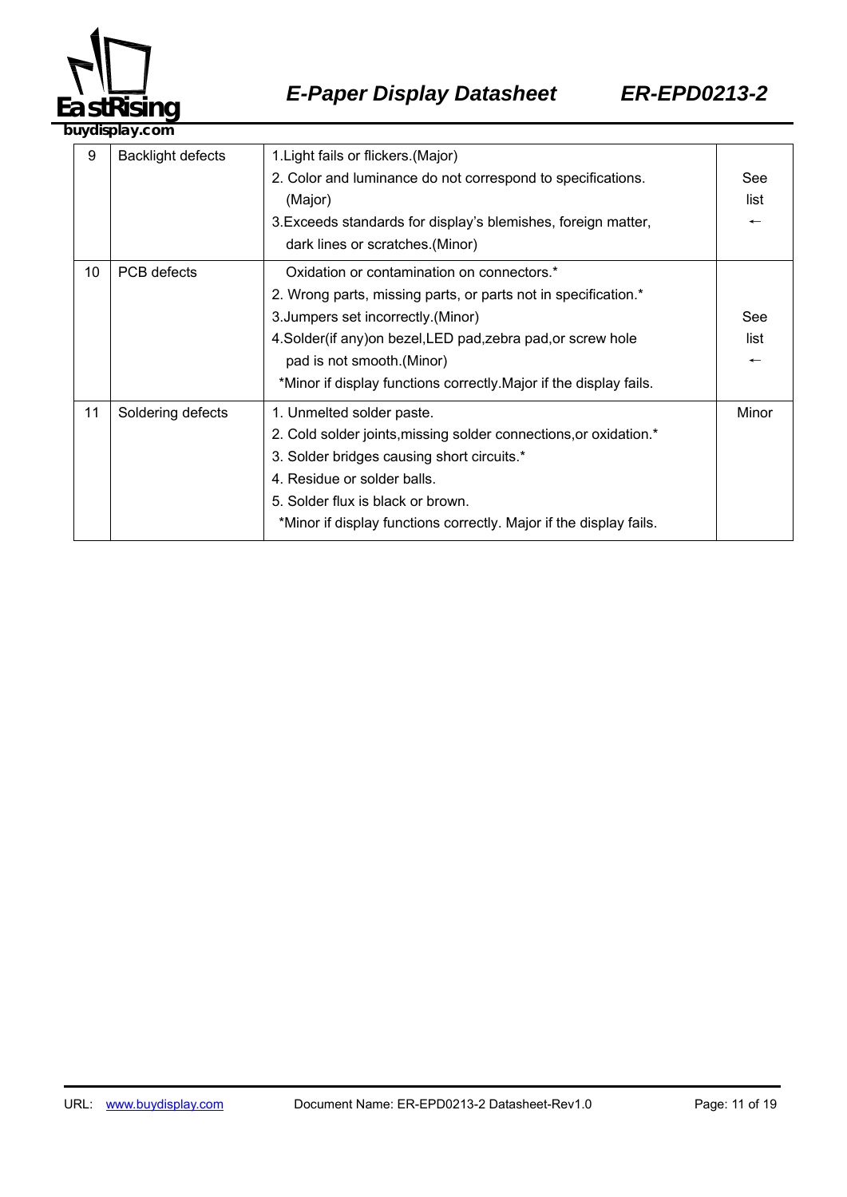| 9 | Backlight defects | 1.Light fails or flickers.(Major)<br>2. Color and luminance do not correspond to specifications. (Major)<br>3.Exceeds standards for display's blemishes, foreign matter, dark lines or scratches.(Minor) | See list ← |
|---|---|---|---|
| 10 | PCB defects | Oxidation or contamination on connectors.*<br>2. Wrong parts, missing parts, or parts not in specification.*<br>3.Jumpers set incorrectly.(Minor)<br>4.Solder(if any)on bezel,LED pad,zebra pad,or screw hole pad is not smooth.(Minor)<br>*Minor if display functions correctly.Major if the display fails. | See list ← |
| 11 | Soldering defects | 1. Unmelted solder paste.<br>2. Cold solder joints,missing solder connections,or oxidation.*<br>3. Solder bridges causing short circuits.*<br>4. Residue or solder balls.<br>5. Solder flux is black or brown.<br>*Minor if display functions correctly. Major if the display fails. | Minor |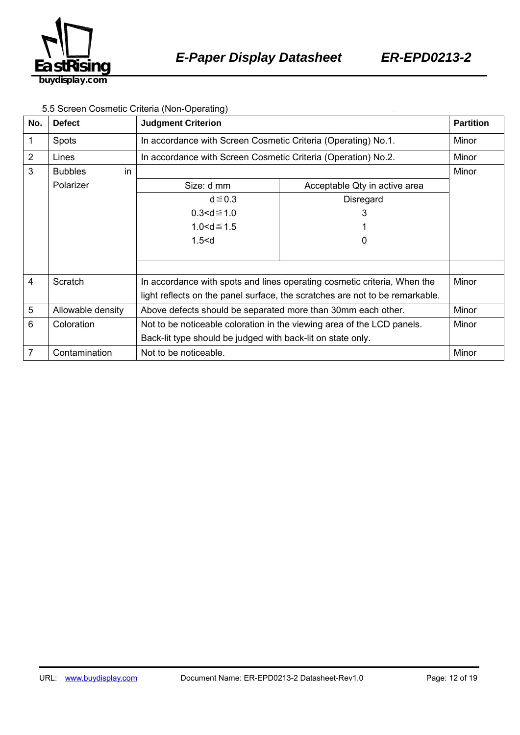5.5 Screen Cosmetic Criteria (Non-Operating)

| No. | Defect | Judgment Criterion | | Partition |
|---|---|---|---|---|
| 1 | Spots | In accordance with Screen Cosmetic Criteria (Operating) No.1. | | Minor |
| 2 | Lines | In accordance with Screen Cosmetic Criteria (Operation) No.2. | | Minor |
| 3 | Bubbles in Polarizer | Size: d mm | Acceptable Qty in active area | Minor |
| | | d≦0.3 | Disregard | |
| | | 0.3<d≦1.0 | 3 | |
| | | 1.0<d≦1.5 | 1 | |
| | | 1.5<d | 0 | |
| 4 | Scratch | In accordance with spots and lines operating cosmetic criteria, When the light reflects on the panel surface, the scratches are not to be remarkable. | | Minor |
| 5 | Allowable density | Above defects should be separated more than 30mm each other. | | Minor |
| 6 | Coloration | Not to be noticeable coloration in the viewing area of the LCD panels. Back-lit type should be judged with back-lit on state only. | | Minor |
| 7 | Contamination | Not to be noticeable. | | Minor |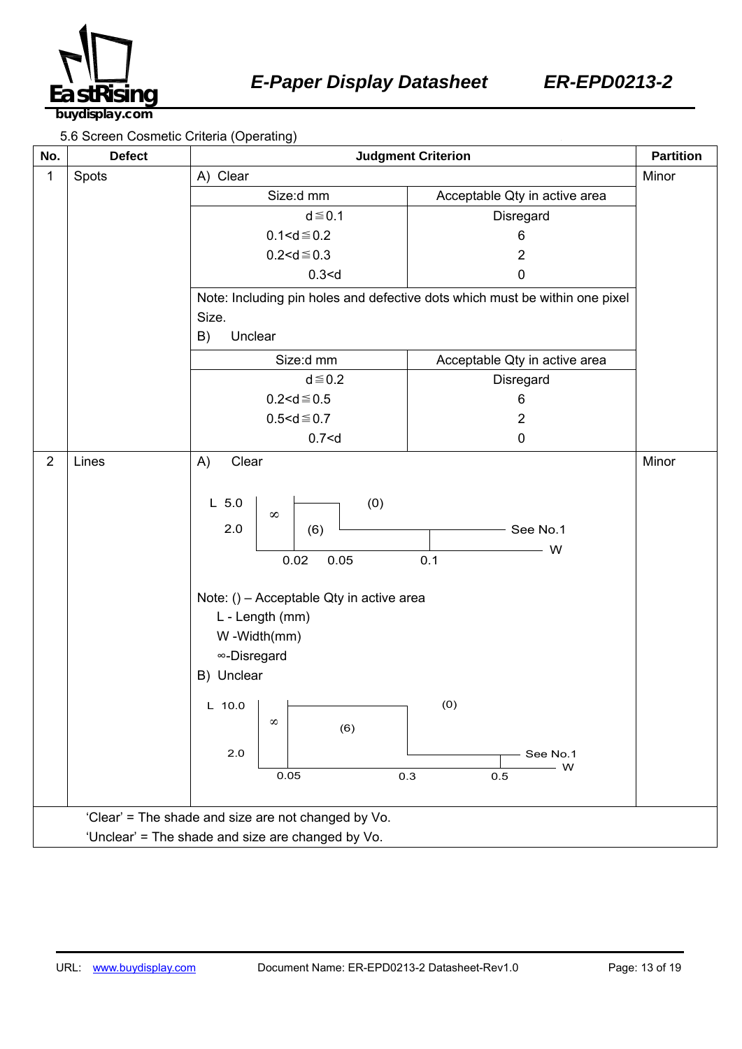5.6 Screen Cosmetic Criteria (Operating)

| No. | Defect | Judgment Criterion | Partition |
|---|---|---|---|
| 1 | Spots | A) Clear | Minor |
| | | Size:d mm / Acceptable Qty in active area | |
| | | d≦0.1 — Disregard | |
| | | 0.1<d≦0.2 — 6 | |
| | | 0.2<d≦0.3 — 2 | |
| | | 0.3<d — 0 | |
| | | Note: Including pin holes and defective dots which must be within one pixel Size. | |
| | | B) Unclear | |
| | | Size:d mm / Acceptable Qty in active area | |
| | | d≦0.2 — Disregard | |
| | | 0.2<d≦0.5 — 6 | |
| | | 0.5<d≦0.7 — 2 | |
| | | 0.7<d — 0 | |
| 2 | Lines | A) Clear | Minor |
| | | L 5.0, 2.0; W 0.02, 0.05, 0.1; ∞ (W≦0.02); (6) (0.02<W≦0.05, L≦2.0); (0) (L>2.0 or W>0.05); W>0.1: See No.1 | |
| | | Note: () – Acceptable Qty in active area<br>L - Length (mm)<br>W -Width(mm)<br>∞-Disregard | |
| | | B) Unclear | |
| | | L 10.0, 2.0; W 0.05, 0.3, 0.5; ∞ (W≦0.05); (6) (0.05<W≦0.3, L≦10.0); (0) (L>10.0 or W>0.3); W>0.5: See No.1 | |
| | 'Clear' = The shade and size are not changed by Vo.<br>'Unclear' = The shade and size are changed by Vo. | | |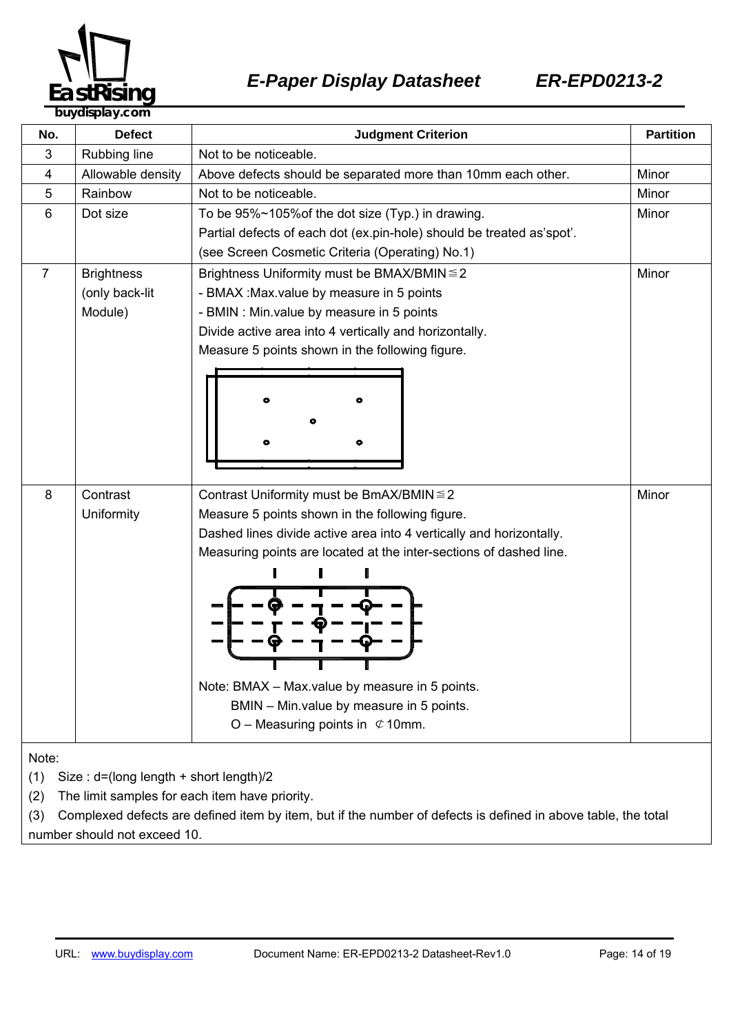| No. | Defect | Judgment Criterion | Partition |
|---|---|---|---|
| 3 | Rubbing line | Not to be noticeable. | |
| 4 | Allowable density | Above defects should be separated more than 10mm each other. | Minor |
| 5 | Rainbow | Not to be noticeable. | Minor |
| 6 | Dot size | To be 95%~105%of the dot size (Typ.) in drawing.<br>Partial defects of each dot (ex.pin-hole) should be treated as'spot'.<br>(see Screen Cosmetic Criteria (Operating) No.1) | Minor |
| 7 | Brightness (only back-lit Module) | Brightness Uniformity must be BMAX/BMIN≦2<br>- BMAX :Max.value by measure in 5 points<br>- BMIN : Min.value by measure in 5 points<br>Divide active area into 4 vertically and horizontally.<br>Measure 5 points shown in the following figure. | Minor |
| 8 | Contrast Uniformity | Contrast Uniformity must be BmAX/BMIN≦2<br>Measure 5 points shown in the following figure.<br>Dashed lines divide active area into 4 vertically and horizontally.<br>Measuring points are located at the inter-sections of dashed line.<br>Note: BMAX – Max.value by measure in 5 points.<br>BMIN – Min.value by measure in 5 points.<br>O – Measuring points in ￠10mm. | Minor |

Note:

(1) Size : d=(long length + short length)/2

(2) The limit samples for each item have priority.

(3) Complexed defects are defined item by item, but if the number of defects is defined in above table, the total number should not exceed 10.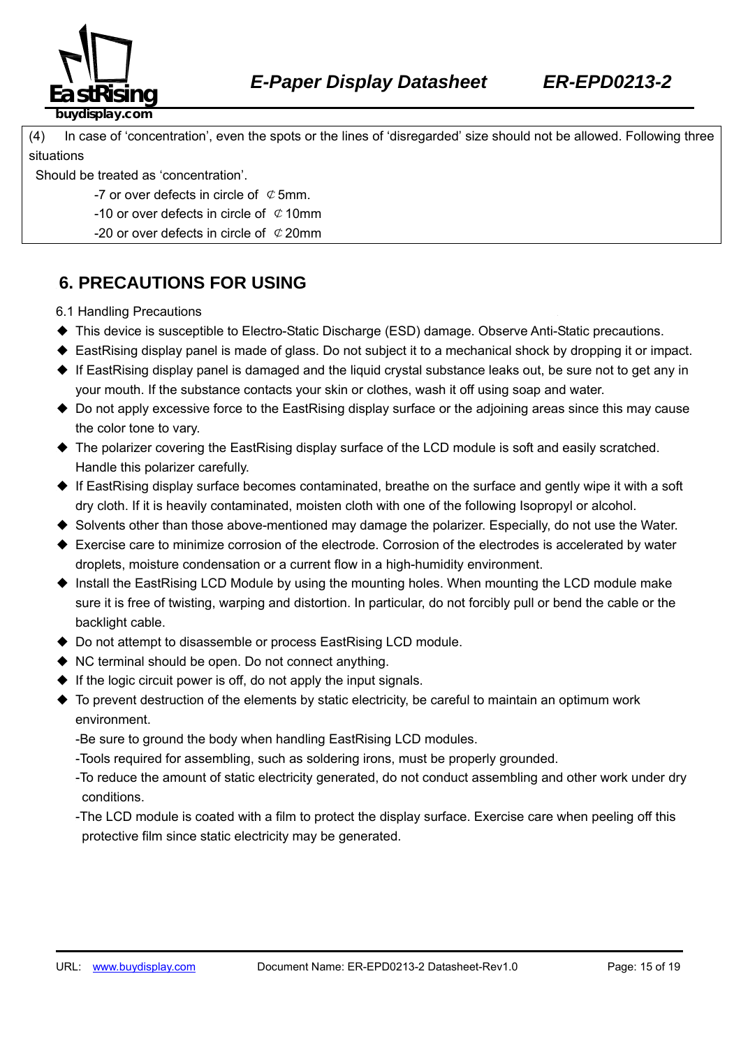(4) In case of 'concentration', even the spots or the lines of 'disregarded' size should not be allowed. Following three situations

Should be treated as 'concentration'.

- -7 or over defects in circle of ¢5mm.
- -10 or over defects in circle of ¢10mm
- -20 or over defects in circle of ¢20mm

## 6. PRECAUTIONS FOR USING

6.1 Handling Precautions

- ◆ This device is susceptible to Electro-Static Discharge (ESD) damage. Observe Anti-Static precautions.
- ◆ EastRising display panel is made of glass. Do not subject it to a mechanical shock by dropping it or impact.
- ◆ If EastRising display panel is damaged and the liquid crystal substance leaks out, be sure not to get any in your mouth. If the substance contacts your skin or clothes, wash it off using soap and water.
- ◆ Do not apply excessive force to the EastRising display surface or the adjoining areas since this may cause the color tone to vary.
- ◆ The polarizer covering the EastRising display surface of the LCD module is soft and easily scratched. Handle this polarizer carefully.
- ◆ If EastRising display surface becomes contaminated, breathe on the surface and gently wipe it with a soft dry cloth. If it is heavily contaminated, moisten cloth with one of the following Isopropyl or alcohol.
- ◆ Solvents other than those above-mentioned may damage the polarizer. Especially, do not use the Water.
- ◆ Exercise care to minimize corrosion of the electrode. Corrosion of the electrodes is accelerated by water droplets, moisture condensation or a current flow in a high-humidity environment.
- ◆ Install the EastRising LCD Module by using the mounting holes. When mounting the LCD module make sure it is free of twisting, warping and distortion. In particular, do not forcibly pull or bend the cable or the backlight cable.
- ◆ Do not attempt to disassemble or process EastRising LCD module.
- ◆ NC terminal should be open. Do not connect anything.
- ◆ If the logic circuit power is off, do not apply the input signals.
- ◆ To prevent destruction of the elements by static electricity, be careful to maintain an optimum work environment.
  - -Be sure to ground the body when handling EastRising LCD modules.
  - -Tools required for assembling, such as soldering irons, must be properly grounded.
  - -To reduce the amount of static electricity generated, do not conduct assembling and other work under dry conditions.
  - -The LCD module is coated with a film to protect the display surface. Exercise care when peeling off this protective film since static electricity may be generated.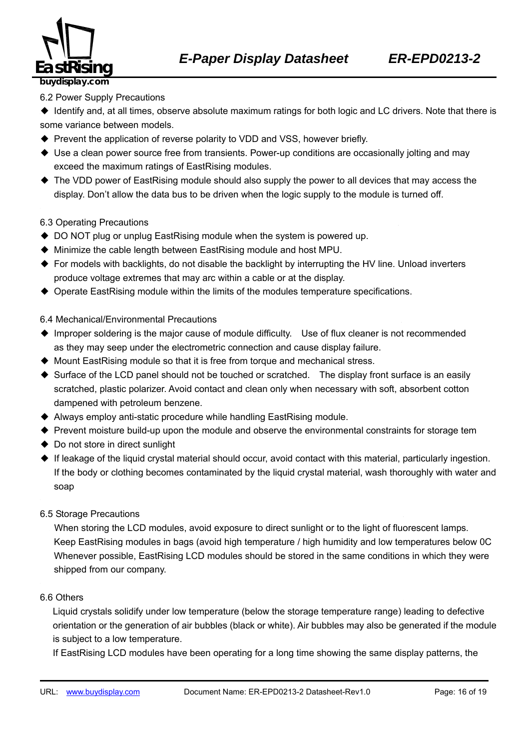6.2 Power Supply Precautions

- Identify and, at all times, observe absolute maximum ratings for both logic and LC drivers. Note that there is some variance between models.
- Prevent the application of reverse polarity to VDD and VSS, however briefly.
- Use a clean power source free from transients. Power-up conditions are occasionally jolting and may exceed the maximum ratings of EastRising modules.
- The VDD power of EastRising module should also supply the power to all devices that may access the display. Don't allow the data bus to be driven when the logic supply to the module is turned off.

6.3 Operating Precautions

- DO NOT plug or unplug EastRising module when the system is powered up.
- Minimize the cable length between EastRising module and host MPU.
- For models with backlights, do not disable the backlight by interrupting the HV line. Unload inverters produce voltage extremes that may arc within a cable or at the display.
- Operate EastRising module within the limits of the modules temperature specifications.

6.4 Mechanical/Environmental Precautions

- Improper soldering is the major cause of module difficulty. Use of flux cleaner is not recommended as they may seep under the electrometric connection and cause display failure.
- Mount EastRising module so that it is free from torque and mechanical stress.
- Surface of the LCD panel should not be touched or scratched. The display front surface is an easily scratched, plastic polarizer. Avoid contact and clean only when necessary with soft, absorbent cotton dampened with petroleum benzene.
- Always employ anti-static procedure while handling EastRising module.
- Prevent moisture build-up upon the module and observe the environmental constraints for storage tem
- Do not store in direct sunlight
- If leakage of the liquid crystal material should occur, avoid contact with this material, particularly ingestion. If the body or clothing becomes contaminated by the liquid crystal material, wash thoroughly with water and soap

6.5 Storage Precautions

When storing the LCD modules, avoid exposure to direct sunlight or to the light of fluorescent lamps. Keep EastRising modules in bags (avoid high temperature / high humidity and low temperatures below 0C Whenever possible, EastRising LCD modules should be stored in the same conditions in which they were shipped from our company.

6.6 Others

Liquid crystals solidify under low temperature (below the storage temperature range) leading to defective orientation or the generation of air bubbles (black or white). Air bubbles may also be generated if the module is subject to a low temperature.

If EastRising LCD modules have been operating for a long time showing the same display patterns, the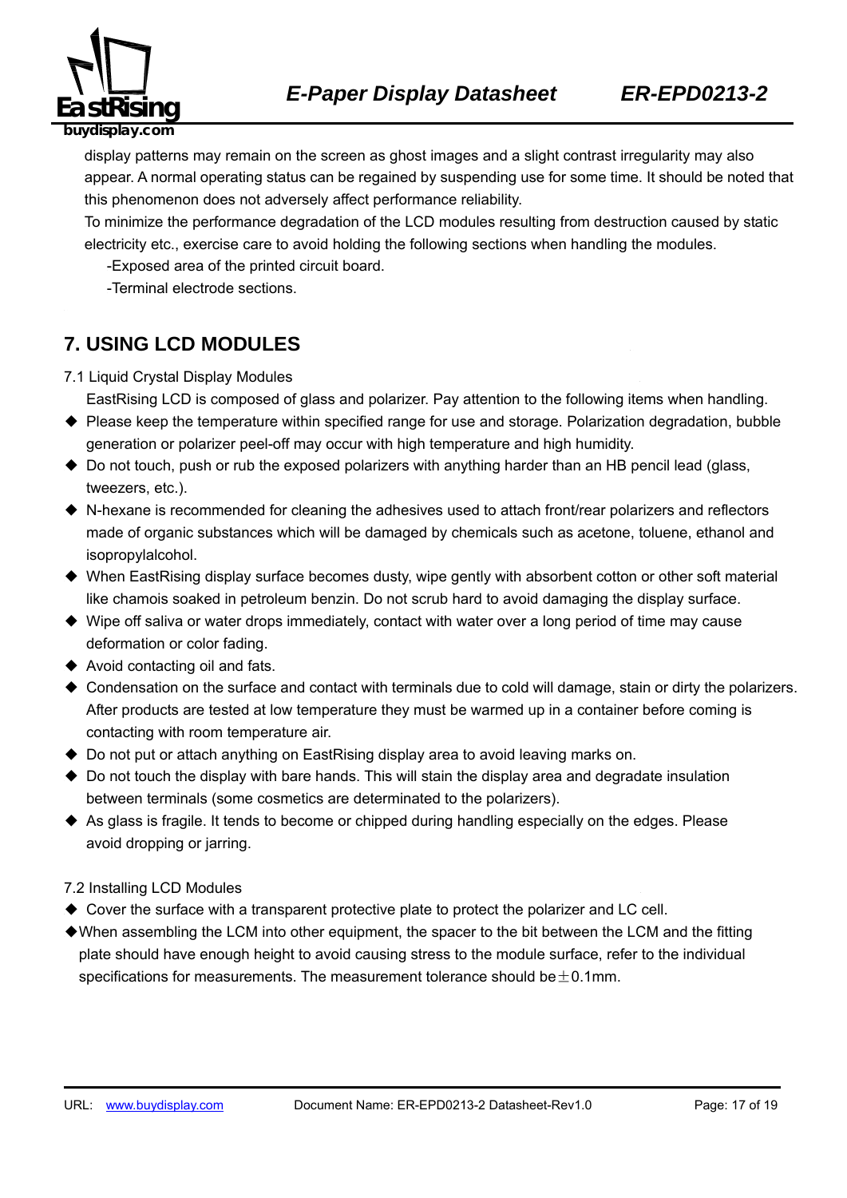display patterns may remain on the screen as ghost images and a slight contrast irregularity may also appear. A normal operating status can be regained by suspending use for some time. It should be noted that this phenomenon does not adversely affect performance reliability.

To minimize the performance degradation of the LCD modules resulting from destruction caused by static electricity etc., exercise care to avoid holding the following sections when handling the modules.

-Exposed area of the printed circuit board.

-Terminal electrode sections.

## 7. USING LCD MODULES

7.1 Liquid Crystal Display Modules

EastRising LCD is composed of glass and polarizer. Pay attention to the following items when handling.

- ◆ Please keep the temperature within specified range for use and storage. Polarization degradation, bubble generation or polarizer peel-off may occur with high temperature and high humidity.
- ◆ Do not touch, push or rub the exposed polarizers with anything harder than an HB pencil lead (glass, tweezers, etc.).
- ◆ N-hexane is recommended for cleaning the adhesives used to attach front/rear polarizers and reflectors made of organic substances which will be damaged by chemicals such as acetone, toluene, ethanol and isopropylalcohol.
- ◆ When EastRising display surface becomes dusty, wipe gently with absorbent cotton or other soft material like chamois soaked in petroleum benzin. Do not scrub hard to avoid damaging the display surface.
- ◆ Wipe off saliva or water drops immediately, contact with water over a long period of time may cause deformation or color fading.
- ◆ Avoid contacting oil and fats.
- ◆ Condensation on the surface and contact with terminals due to cold will damage, stain or dirty the polarizers. After products are tested at low temperature they must be warmed up in a container before coming is contacting with room temperature air.
- ◆ Do not put or attach anything on EastRising display area to avoid leaving marks on.
- ◆ Do not touch the display with bare hands. This will stain the display area and degradate insulation between terminals (some cosmetics are determinated to the polarizers).
- ◆ As glass is fragile. It tends to become or chipped during handling especially on the edges. Please avoid dropping or jarring.

7.2 Installing LCD Modules

- ◆ Cover the surface with a transparent protective plate to protect the polarizer and LC cell.
- ◆ When assembling the LCM into other equipment, the spacer to the bit between the LCM and the fitting plate should have enough height to avoid causing stress to the module surface, refer to the individual specifications for measurements. The measurement tolerance should be $\pm$0.1mm.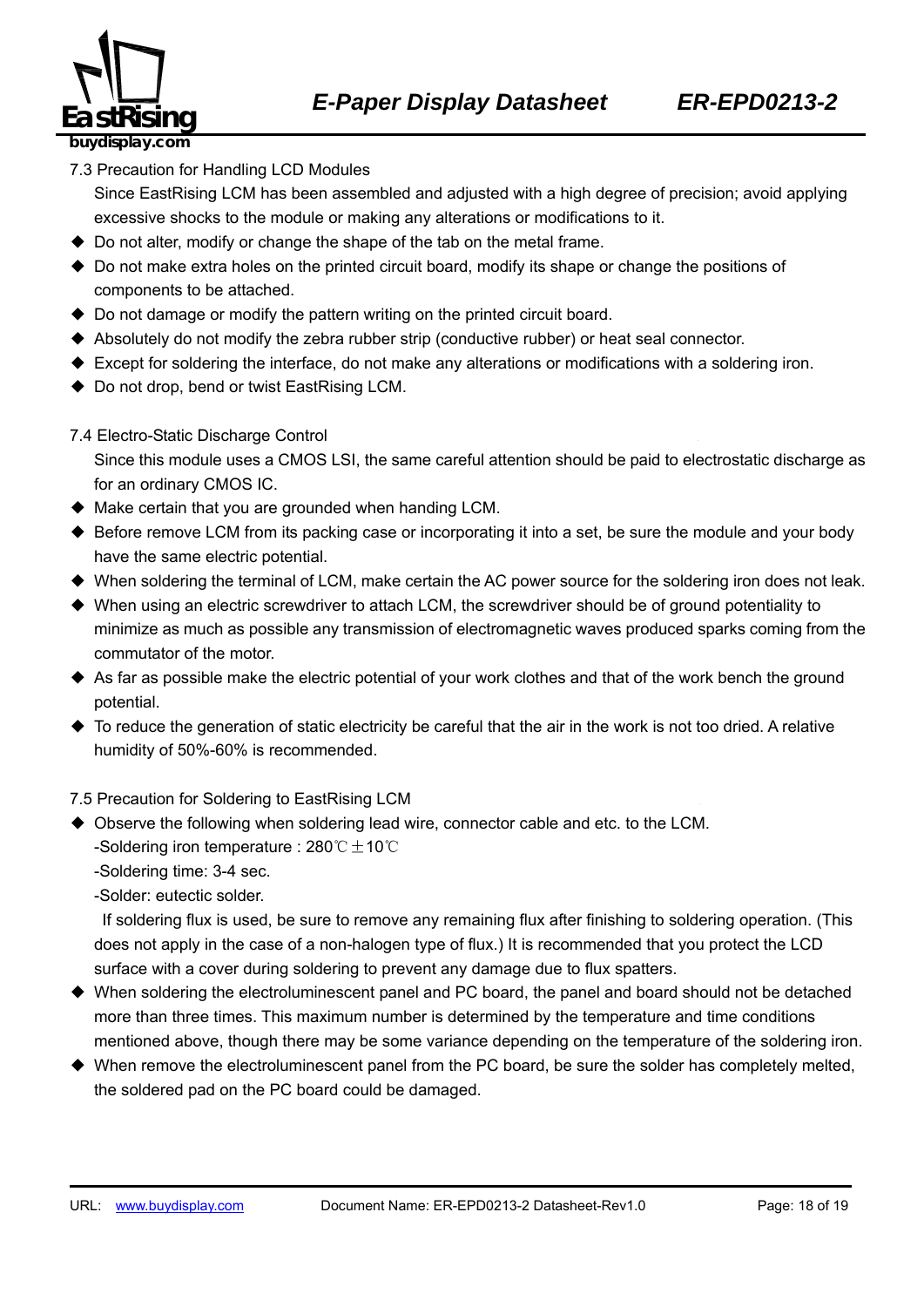### 7.3 Precaution for Handling LCD Modules

Since EastRising LCM has been assembled and adjusted with a high degree of precision; avoid applying excessive shocks to the module or making any alterations or modifications to it.

- Do not alter, modify or change the shape of the tab on the metal frame.
- Do not make extra holes on the printed circuit board, modify its shape or change the positions of components to be attached.
- Do not damage or modify the pattern writing on the printed circuit board.
- Absolutely do not modify the zebra rubber strip (conductive rubber) or heat seal connector.
- Except for soldering the interface, do not make any alterations or modifications with a soldering iron.
- Do not drop, bend or twist EastRising LCM.

### 7.4 Electro-Static Discharge Control

Since this module uses a CMOS LSI, the same careful attention should be paid to electrostatic discharge as for an ordinary CMOS IC.

- Make certain that you are grounded when handing LCM.
- Before remove LCM from its packing case or incorporating it into a set, be sure the module and your body have the same electric potential.
- When soldering the terminal of LCM, make certain the AC power source for the soldering iron does not leak.
- When using an electric screwdriver to attach LCM, the screwdriver should be of ground potentiality to minimize as much as possible any transmission of electromagnetic waves produced sparks coming from the commutator of the motor.
- As far as possible make the electric potential of your work clothes and that of the work bench the ground potential.
- To reduce the generation of static electricity be careful that the air in the work is not too dried. A relative humidity of 50%-60% is recommended.

### 7.5 Precaution for Soldering to EastRising LCM

- Observe the following when soldering lead wire, connector cable and etc. to the LCM.
  -Soldering iron temperature : 280℃±10℃
  -Soldering time: 3-4 sec.
  -Solder: eutectic solder.

  If soldering flux is used, be sure to remove any remaining flux after finishing to soldering operation. (This does not apply in the case of a non-halogen type of flux.) It is recommended that you protect the LCD surface with a cover during soldering to prevent any damage due to flux spatters.
- When soldering the electroluminescent panel and PC board, the panel and board should not be detached more than three times. This maximum number is determined by the temperature and time conditions mentioned above, though there may be some variance depending on the temperature of the soldering iron.
- When remove the electroluminescent panel from the PC board, be sure the solder has completely melted, the soldered pad on the PC board could be damaged.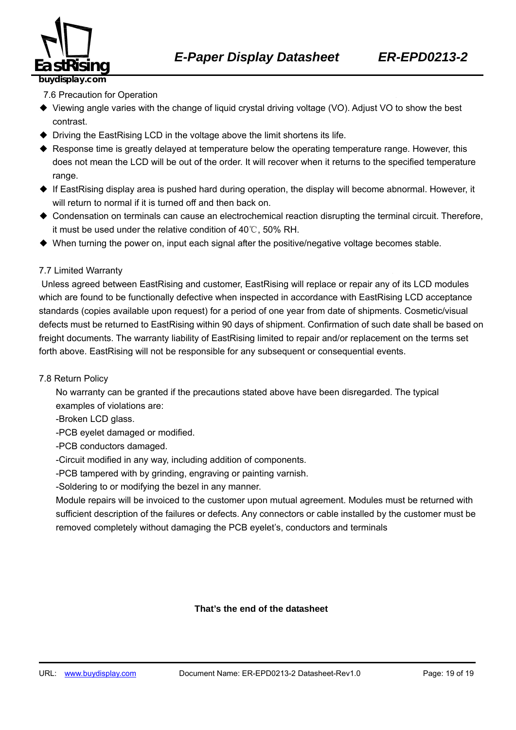### 7.6 Precaution for Operation

- Viewing angle varies with the change of liquid crystal driving voltage (VO). Adjust VO to show the best contrast.
- Driving the EastRising LCD in the voltage above the limit shortens its life.
- Response time is greatly delayed at temperature below the operating temperature range. However, this does not mean the LCD will be out of the order. It will recover when it returns to the specified temperature range.
- If EastRising display area is pushed hard during operation, the display will become abnormal. However, it will return to normal if it is turned off and then back on.
- Condensation on terminals can cause an electrochemical reaction disrupting the terminal circuit. Therefore, it must be used under the relative condition of 40℃, 50% RH.
- When turning the power on, input each signal after the positive/negative voltage becomes stable.

### 7.7 Limited Warranty

Unless agreed between EastRising and customer, EastRising will replace or repair any of its LCD modules which are found to be functionally defective when inspected in accordance with EastRising LCD acceptance standards (copies available upon request) for a period of one year from date of shipments. Cosmetic/visual defects must be returned to EastRising within 90 days of shipment. Confirmation of such date shall be based on freight documents. The warranty liability of EastRising limited to repair and/or replacement on the terms set forth above. EastRising will not be responsible for any subsequent or consequential events.

### 7.8 Return Policy

No warranty can be granted if the precautions stated above have been disregarded. The typical examples of violations are:

-Broken LCD glass.

-PCB eyelet damaged or modified.

-PCB conductors damaged.

-Circuit modified in any way, including addition of components.

-PCB tampered with by grinding, engraving or painting varnish.

-Soldering to or modifying the bezel in any manner.

Module repairs will be invoiced to the customer upon mutual agreement. Modules must be returned with sufficient description of the failures or defects. Any connectors or cable installed by the customer must be removed completely without damaging the PCB eyelet's, conductors and terminals

**That's the end of the datasheet**